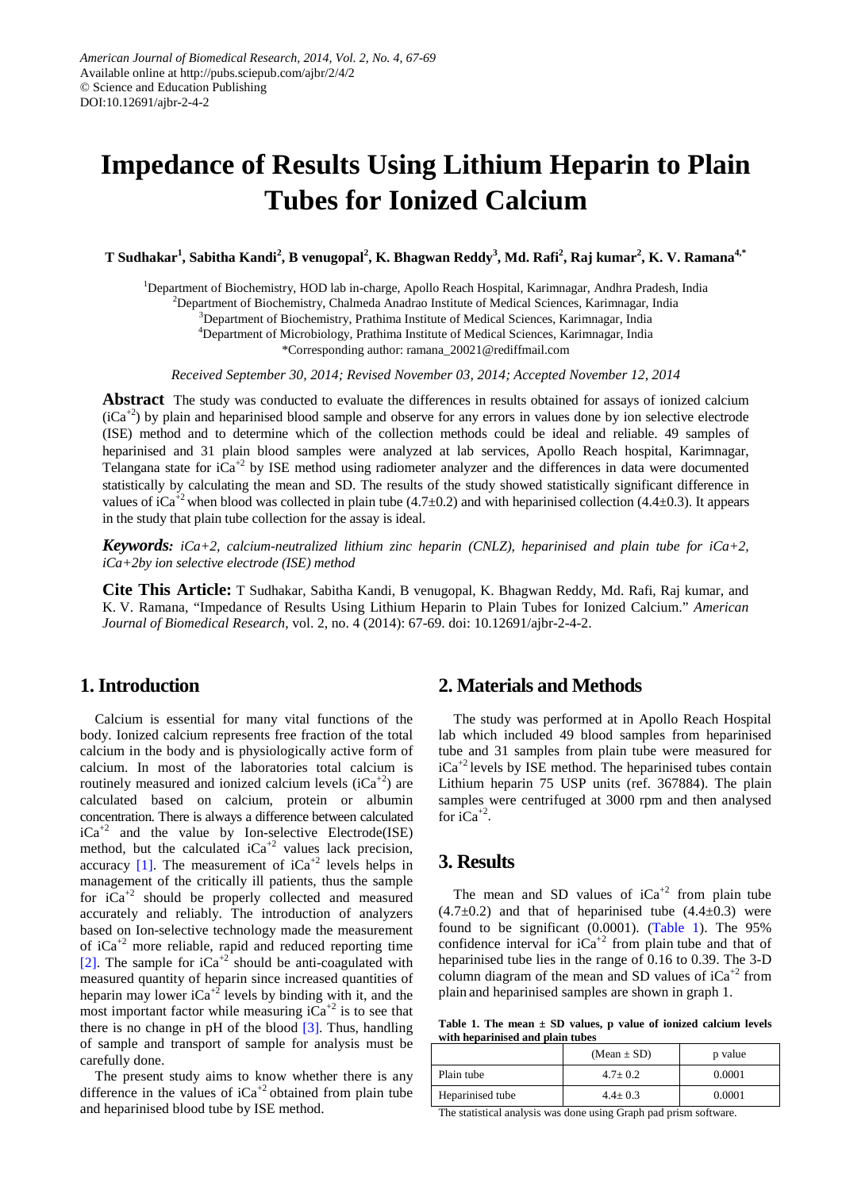American Journal of Biomedical Research, 2014, Vol. 2, No. 4, 67-69
Available online at http://pubs.sciepub.com/ajbr/2/4/2
© Science and Education Publishing
DOI:10.12691/ajbr-2-4-2

# Impedance of Results Using Lithium Heparin to Plain Tubes for Ionized Calcium

**T Sudhakar[1], Sabitha Kandi[2], B venugopal[2], K. Bhagwan Reddy[3], Md. Rafi[2], Raj kumar[2], K. V. Ramana[4,*]**

[1]Department of Biochemistry, HOD lab in-charge, Apollo Reach Hospital, Karimnagar, Andhra Pradesh, India
[2]Department of Biochemistry, Chalmeda Anadrao Institute of Medical Sciences, Karimnagar, India
[3]Department of Biochemistry, Prathima Institute of Medical Sciences, Karimnagar, India
[4]Department of Microbiology, Prathima Institute of Medical Sciences, Karimnagar, India
*Corresponding author: ramana_20021@rediffmail.com

*Received September 30, 2014; Revised November 03, 2014; Accepted November 12, 2014*

**Abstract** The study was conducted to evaluate the differences in results obtained for assays of ionized calcium ($iCa^{+2}$) by plain and heparinised blood sample and observe for any errors in values done by ion selective electrode (ISE) method and to determine which of the collection methods could be ideal and reliable. 49 samples of heparinised and 31 plain blood samples were analyzed at lab services, Apollo Reach hospital, Karimnagar, Telangana state for $iCa^{+2}$ by ISE method using radiometer analyzer and the differences in data were documented statistically by calculating the mean and SD. The results of the study showed statistically significant difference in values of $iCa^{+2}$ when blood was collected in plain tube (4.7±0.2) and with heparinised collection (4.4±0.3). It appears in the study that plain tube collection for the assay is ideal.

***Keywords:*** *iCa+2, calcium-neutralized lithium zinc heparin (CNLZ), heparinised and plain tube for iCa+2, iCa+2by ion selective electrode (ISE) method*

**Cite This Article:** T Sudhakar, Sabitha Kandi, B venugopal, K. Bhagwan Reddy, Md. Rafi, Raj kumar, and K. V. Ramana, "Impedance of Results Using Lithium Heparin to Plain Tubes for Ionized Calcium." *American Journal of Biomedical Research*, vol. 2, no. 4 (2014): 67-69. doi: 10.12691/ajbr-2-4-2.

## 1. Introduction

Calcium is essential for many vital functions of the body. Ionized calcium represents free fraction of the total calcium in the body and is physiologically active form of calcium. In most of the laboratories total calcium is routinely measured and ionized calcium levels ($iCa^{+2}$) are calculated based on calcium, protein or albumin concentration. There is always a difference between calculated $iCa^{+2}$ and the value by Ion-selective Electrode(ISE) method, but the calculated $iCa^{+2}$ values lack precision, accuracy [1]. The measurement of $iCa^{+2}$ levels helps in management of the critically ill patients, thus the sample for $iCa^{+2}$ should be properly collected and measured accurately and reliably. The introduction of analyzers based on Ion-selective technology made the measurement of $iCa^{+2}$ more reliable, rapid and reduced reporting time [2]. The sample for $iCa^{+2}$ should be anti-coagulated with measured quantity of heparin since increased quantities of heparin may lower $iCa^{+2}$ levels by binding with it, and the most important factor while measuring $iCa^{+2}$ is to see that there is no change in pH of the blood [3]. Thus, handling of sample and transport of sample for analysis must be carefully done.

The present study aims to know whether there is any difference in the values of $iCa^{+2}$ obtained from plain tube and heparinised blood tube by ISE method.

## 2. Materials and Methods

The study was performed at in Apollo Reach Hospital lab which included 49 blood samples from heparinised tube and 31 samples from plain tube were measured for $iCa^{+2}$ levels by ISE method. The heparinised tubes contain Lithium heparin 75 USP units (ref. 367884). The plain samples were centrifuged at 3000 rpm and then analysed for $iCa^{+2}$.

## 3. Results

The mean and SD values of $iCa^{+2}$ from plain tube (4.7±0.2) and that of heparinised tube (4.4±0.3) were found to be significant (0.0001). (Table 1). The 95% confidence interval for $iCa^{+2}$ from plain tube and that of heparinised tube lies in the range of 0.16 to 0.39. The 3-D column diagram of the mean and SD values of $iCa^{+2}$ from plain and heparinised samples are shown in graph 1.

**Table 1. The mean ± SD values, p value of ionized calcium levels with heparinised and plain tubes**

| | (Mean ± SD) | p value |
|---|---|---|
| Plain tube | 4.7± 0.2 | 0.0001 |
| Heparinised tube | 4.4± 0.3 | 0.0001 |

The statistical analysis was done using Graph pad prism software.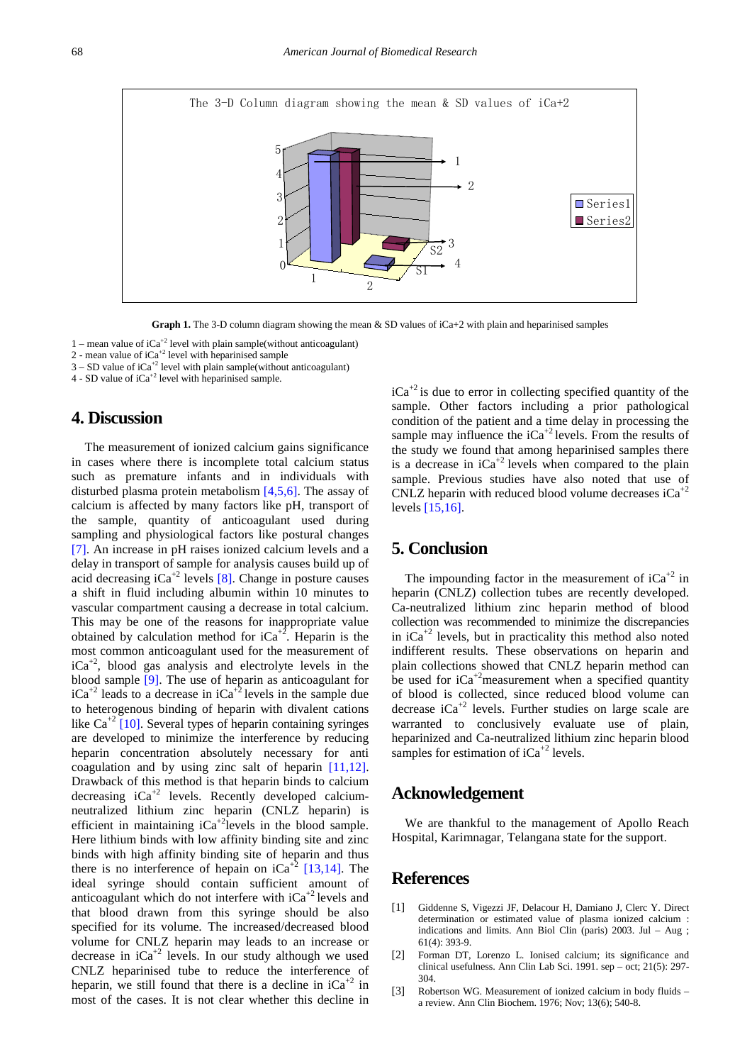Graph 1. The 3-D column diagram showing the mean & SD values of iCa+2 with plain and heparinised samples

1 – mean value of $iCa^{+2}$ level with plain sample(without anticoagulant)
2 - mean value of $iCa^{+2}$ level with heparinised sample
3 – SD value of $iCa^{+2}$ level with plain sample(without anticoagulant)
4 - SD value of $iCa^{+2}$ level with heparinised sample.

## 4. Discussion

The measurement of ionized calcium gains significance in cases where there is incomplete total calcium status such as premature infants and in individuals with disturbed plasma protein metabolism [4,5,6]. The assay of calcium is affected by many factors like pH, transport of the sample, quantity of anticoagulant used during sampling and physiological factors like postural changes [7]. An increase in pH raises ionized calcium levels and a delay in transport of sample for analysis causes build up of acid decreasing $iCa^{+2}$ levels [8]. Change in posture causes a shift in fluid including albumin within 10 minutes to vascular compartment causing a decrease in total calcium. This may be one of the reasons for inappropriate value obtained by calculation method for $iCa^{+2}$. Heparin is the most common anticoagulant used for the measurement of $iCa^{+2}$, blood gas analysis and electrolyte levels in the blood sample [9]. The use of heparin as anticoagulant for $iCa^{+2}$ leads to a decrease in $iCa^{+2}$ levels in the sample due to heterogenous binding of heparin with divalent cations like $Ca^{+2}$ [10]. Several types of heparin containing syringes are developed to minimize the interference by reducing heparin concentration absolutely necessary for anti coagulation and by using zinc salt of heparin [11,12]. Drawback of this method is that heparin binds to calcium decreasing $iCa^{+2}$ levels. Recently developed calcium-neutralized lithium zinc heparin (CNLZ heparin) is efficient in maintaining $iCa^{+2}$levels in the blood sample. Here lithium binds with low affinity binding site and zinc binds with high affinity binding site of heparin and thus there is no interference of hepain on $iCa^{+2}$ [13,14]. The ideal syringe should contain sufficient amount of anticoagulant which do not interfere with $iCa^{+2}$ levels and that blood drawn from this syringe should be also specified for its volume. The increased/decreased blood volume for CNLZ heparin may leads to an increase or decrease in $iCa^{+2}$ levels. In our study although we used CNLZ heparinised tube to reduce the interference of heparin, we still found that there is a decline in $iCa^{+2}$ in most of the cases. It is not clear whether this decline in $iCa^{+2}$ is due to error in collecting specified quantity of the sample. Other factors including a prior pathological condition of the patient and a time delay in processing the sample may influence the $iCa^{+2}$ levels. From the results of the study we found that among heparinised samples there is a decrease in $iCa^{+2}$ levels when compared to the plain sample. Previous studies have also noted that use of CNLZ heparin with reduced blood volume decreases $iCa^{+2}$ levels [15,16].

## 5. Conclusion

The impounding factor in the measurement of $iCa^{+2}$ in heparin (CNLZ) collection tubes are recently developed. Ca-neutralized lithium zinc heparin method of blood collection was recommended to minimize the discrepancies in $iCa^{+2}$ levels, but in practicality this method also noted indifferent results. These observations on heparin and plain collections showed that CNLZ heparin method can be used for $iCa^{+2}$measurement when a specified quantity of blood is collected, since reduced blood volume can decrease $iCa^{+2}$ levels. Further studies on large scale are warranted to conclusively evaluate use of plain, heparinized and Ca-neutralized lithium zinc heparin blood samples for estimation of $iCa^{+2}$ levels.

## Acknowledgement

We are thankful to the management of Apollo Reach Hospital, Karimnagar, Telangana state for the support.

## References

[1] Giddenne S, Vigezzi JF, Delacour H, Damiano J, Clerc Y. Direct determination or estimated value of plasma ionized calcium : indications and limits. Ann Biol Clin (paris) 2003. Jul – Aug ; 61(4): 393-9.

[2] Forman DT, Lorenzo L. Ionised calcium; its significance and clinical usefulness. Ann Clin Lab Sci. 1991. sep – oct; 21(5): 297-304.

[3] Robertson WG. Measurement of ionized calcium in body fluids – a review. Ann Clin Biochem. 1976; Nov; 13(6); 540-8.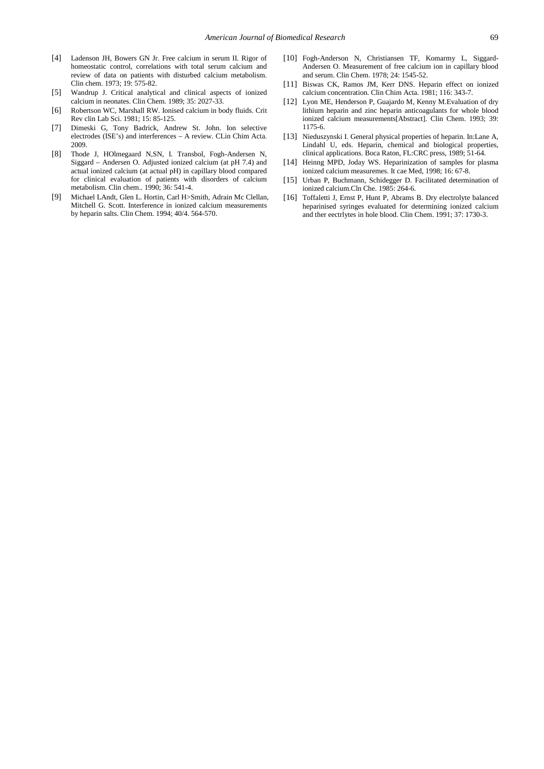[4] Ladenson JH, Bowers GN Jr. Free calcium in serum II. Rigor of homeostatic control, correlations with total serum calcium and review of data on patients with disturbed calcium metabolism. Clin chem. 1973; 19: 575-82.

[5] Wandrup J. Critical analytical and clinical aspects of ionized calcium in neonates. Clin Chem. 1989; 35: 2027-33.

[6] Robertson WC, Marshall RW. Ionised calcium in body fluids. Crit Rev clin Lab Sci. 1981; 15: 85-125.

[7] Dimeski G, Tony Badrick, Andrew St. John. Ion selective electrodes (ISE's) and interferences – A review. CLin Chim Acta. 2009.

[8] Thode J, HOlmegaard N,SN, I. Transbol, Fogh-Andersen N, Siggard – Andersen O. Adjusted ionized calcium (at pH 7.4) and actual ionized calcium (at actual pH) in capillary blood compared for clinical evaluation of patients with disorders of calcium metabolism. Clin chem.. 1990; 36: 541-4.

[9] Michael LAndt, Glen L. Hortin, Carl H>Smith, Adrain Mc Clellan, Mitchell G. Scott. Interference in ionized calcium measurements by heparin salts. Clin Chem. 1994; 40/4. 564-570.

[10] Fogh-Anderson N, Christiansen TF, Komarmy L, Siggard-Andersen O. Measurement of free calcium ion in capillary blood and serum. Clin Chem. 1978; 24: 1545-52.

[11] Biswas CK, Ramos JM, Kerr DNS. Heparin effect on ionized calcium concentration. Clin Chim Acta. 1981; 116: 343-7.

[12] Lyon ME, Henderson P, Guajardo M, Kenny M.Evaluation of dry lithium heparin and zinc heparin anticoagulants for whole blood ionized calcium measurements[Abstract]. Clin Chem. 1993; 39: 1175-6.

[13] Nieduszynski I. General physical properties of heparin. In:Lane A, Lindahl U, eds. Heparin, chemical and biological properties, clinical applications. Boca Raton, FL:CRC press, 1989; 51-64.

[14] Heinng MPD, Joday WS. Heparinization of samples for plasma ionized calcium measuremes. It cae Med, 1998; 16: 67-8.

[15] Urban P, Buchmann, Schidegger D. Facilitated determination of ionized calcium.Cln Che. 1985: 264-6.

[16] Toffaletti J, Ernst P, Hunt P, Abrams B. Dry electrolyte balanced heparinised syringes evaluated for determining ionized calcium and ther eectrlytes in hole blood. Clin Chem. 1991; 37: 1730-3.